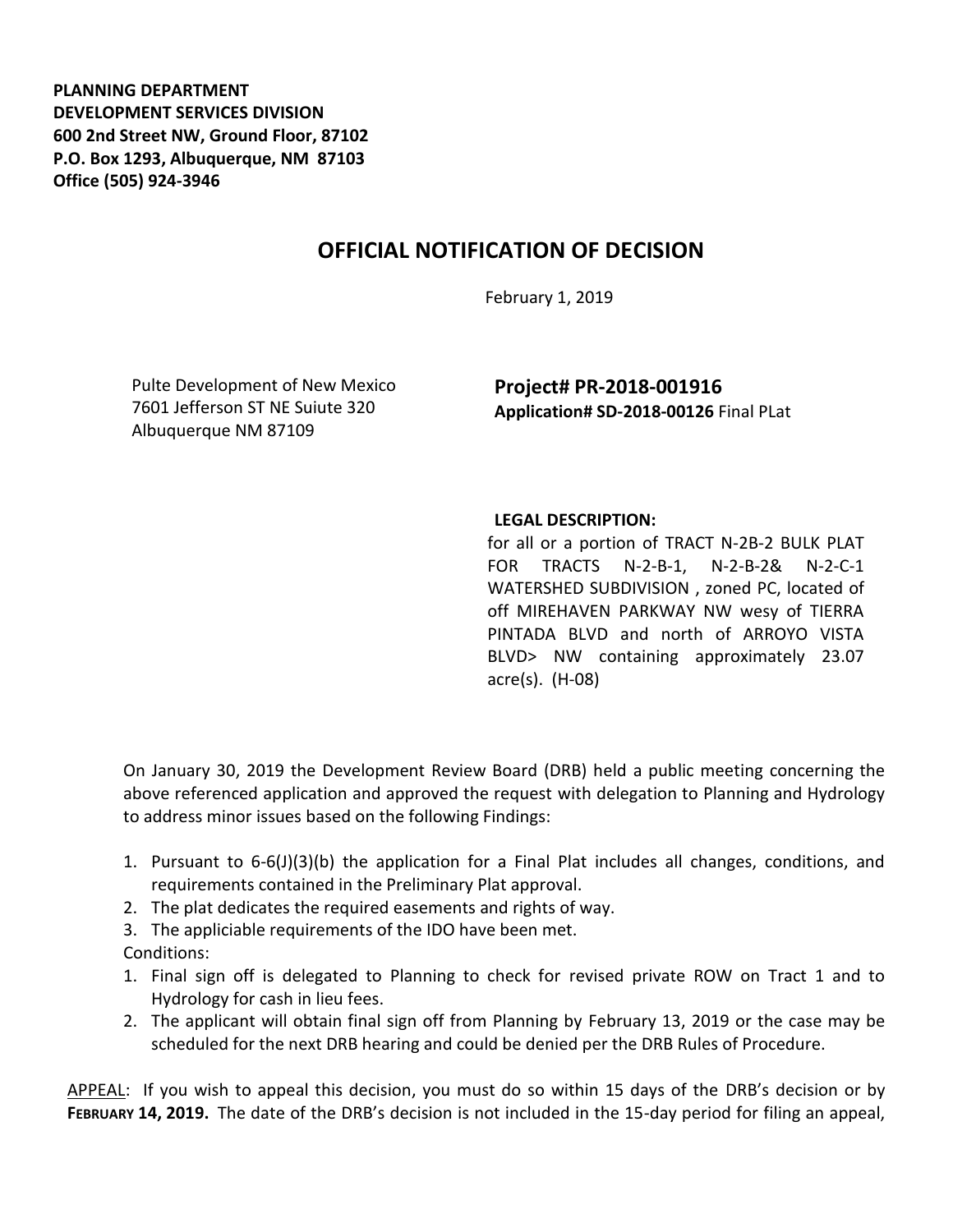**PLANNING DEPARTMENT**
**DEVELOPMENT SERVICES DIVISION**
**600 2nd Street NW, Ground Floor, 87102**
**P.O. Box 1293, Albuquerque, NM 87103**
**Office (505) 924-3946**

# OFFICIAL NOTIFICATION OF DECISION

February 1, 2019

Pulte Development of New Mexico
7601 Jefferson ST NE Suiute 320
Albuquerque NM 87109

**Project# PR-2018-001916**
**Application# SD-2018-00126** Final PLat

**LEGAL DESCRIPTION:**
for all or a portion of TRACT N-2B-2 BULK PLAT FOR TRACTS N-2-B-1, N-2-B-2& N-2-C-1 WATERSHED SUBDIVISION , zoned PC, located of off MIREHAVEN PARKWAY NW wesy of TIERRA PINTADA BLVD and north of ARROYO VISTA BLVD> NW containing approximately 23.07 acre(s). (H-08)

On January 30, 2019 the Development Review Board (DRB) held a public meeting concerning the above referenced application and approved the request with delegation to Planning and Hydrology to address minor issues based on the following Findings:

1. Pursuant to 6-6(J)(3)(b) the application for a Final Plat includes all changes, conditions, and requirements contained in the Preliminary Plat approval.
2. The plat dedicates the required easements and rights of way.
3. The appliciable requirements of the IDO have been met.

Conditions:

1. Final sign off is delegated to Planning to check for revised private ROW on Tract 1 and to Hydrology for cash in lieu fees.
2. The applicant will obtain final sign off from Planning by February 13, 2019 or the case may be scheduled for the next DRB hearing and could be denied per the DRB Rules of Procedure.

APPEAL: If you wish to appeal this decision, you must do so within 15 days of the DRB's decision or by **FEBRUARY 14, 2019.** The date of the DRB's decision is not included in the 15-day period for filing an appeal,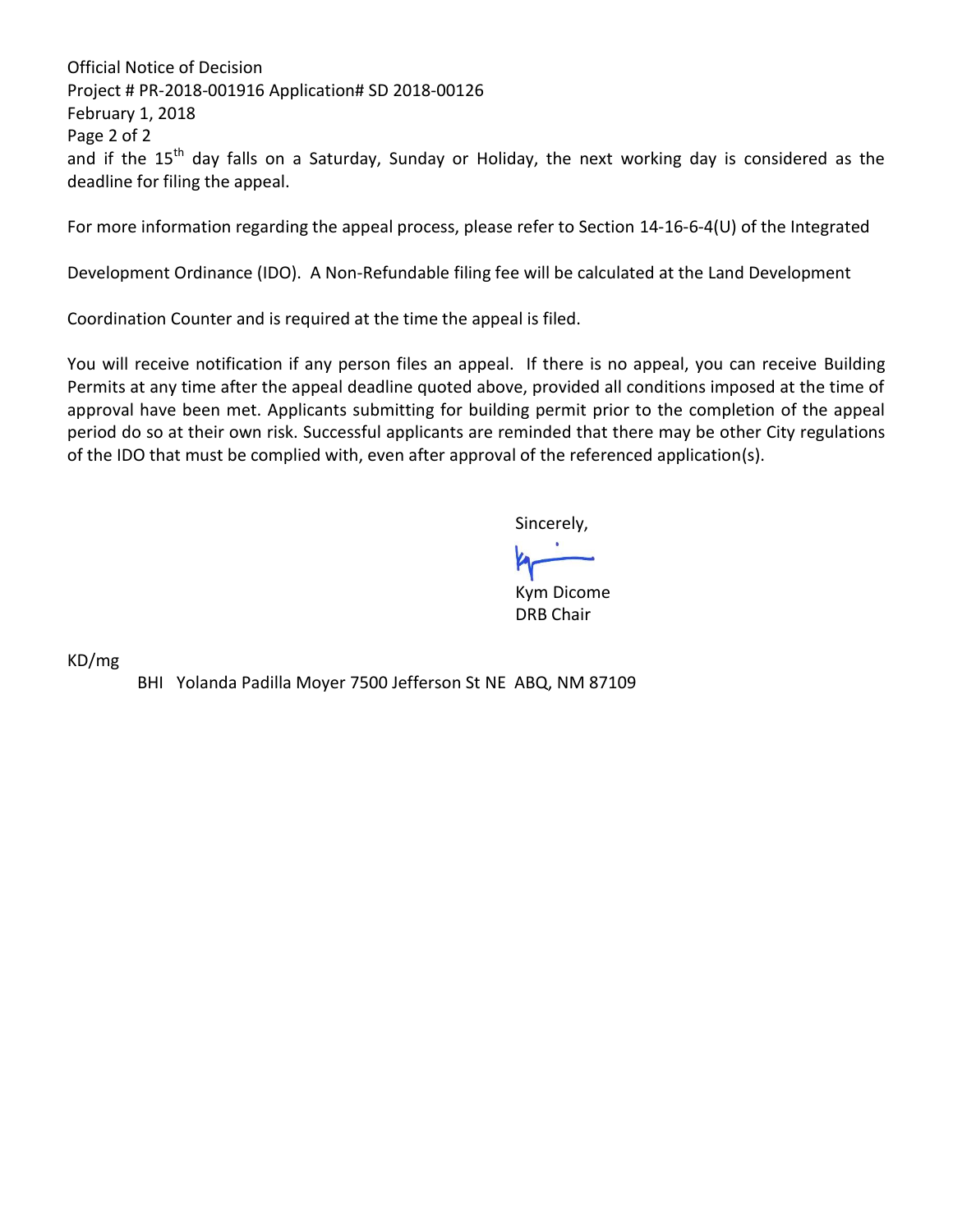and if the 15th day falls on a Saturday, Sunday or Holiday, the next working day is considered as the deadline for filing the appeal.

For more information regarding the appeal process, please refer to Section 14-16-6-4(U) of the Integrated Development Ordinance (IDO). A Non-Refundable filing fee will be calculated at the Land Development Coordination Counter and is required at the time the appeal is filed.

You will receive notification if any person files an appeal. If there is no appeal, you can receive Building Permits at any time after the appeal deadline quoted above, provided all conditions imposed at the time of approval have been met. Applicants submitting for building permit prior to the completion of the appeal period do so at their own risk. Successful applicants are reminded that there may be other City regulations of the IDO that must be complied with, even after approval of the referenced application(s).

Sincerely,

Kym Dicome
DRB Chair

KD/mg

BHI Yolanda Padilla Moyer 7500 Jefferson St NE ABQ, NM 87109